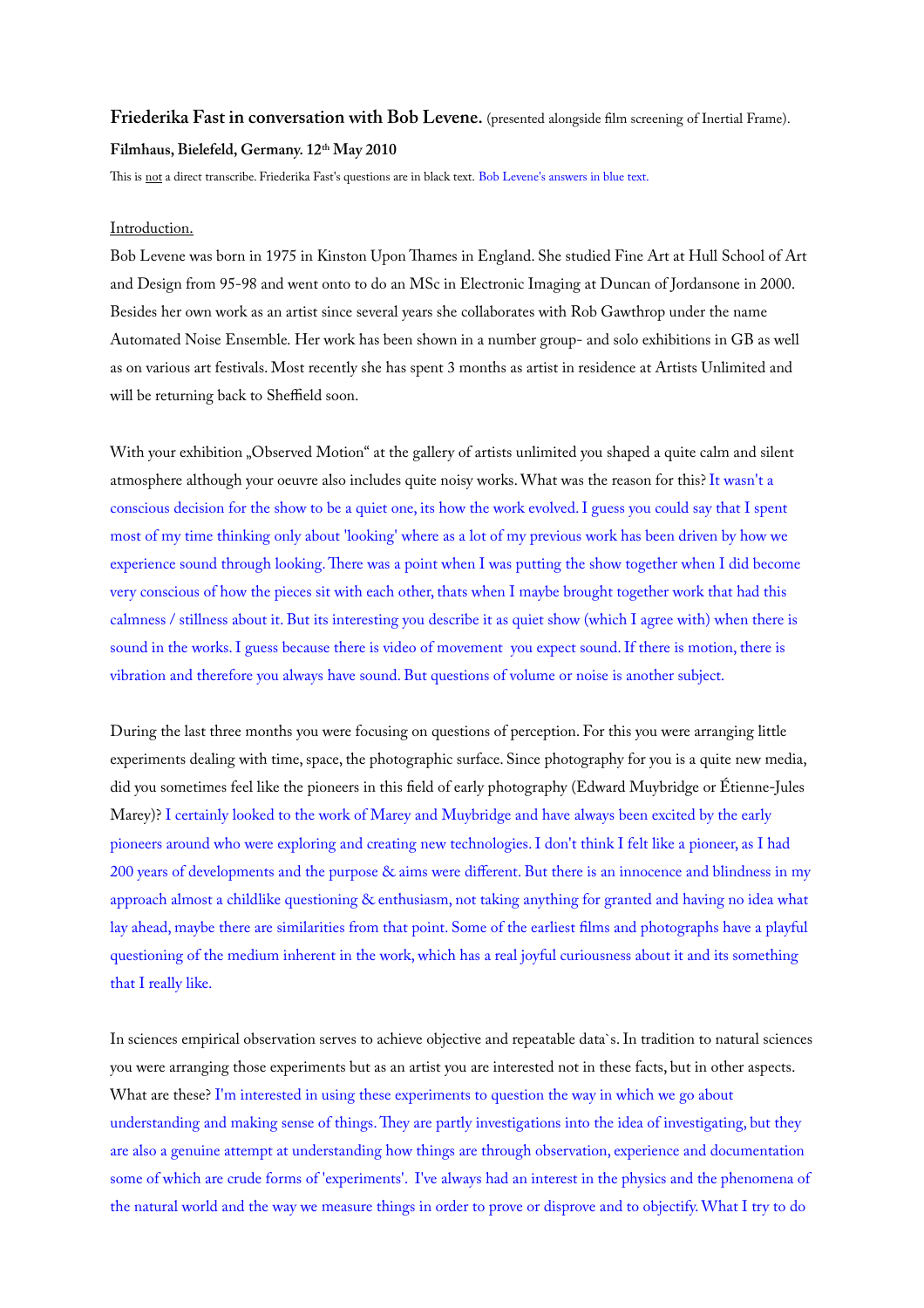**Friederika Fast in conversation with Bob Levene.** (presented alongside film screening of Inertial Frame).

**Filmhaus, Bielefeld, Germany. 12th May 2010**

This is <u>not</u> a direct transcribe. Friederika Fast's questions are in black text. Bob Levene's answers in blue text.

<u>Introduction.</u>

Bob Levene was born in 1975 in Kinston Upon Thames in England. She studied Fine Art at Hull School of Art and Design from 95-98 and went onto to do an MSc in Electronic Imaging at Duncan of Jordansone in 2000. Besides her own work as an artist since several years she collaborates with Rob Gawthrop under the name Automated Noise Ensemble. Her work has been shown in a number group- and solo exhibitions in GB as well as on various art festivals. Most recently she has spent 3 months as artist in residence at Artists Unlimited and will be returning back to Sheffield soon.

With your exhibition „Observed Motion" at the gallery of artists unlimited you shaped a quite calm and silent atmosphere although your oeuvre also includes quite noisy works. What was the reason for this? It wasn't a conscious decision for the show to be a quiet one, its how the work evolved. I guess you could say that I spent most of my time thinking only about 'looking' where as a lot of my previous work has been driven by how we experience sound through looking. There was a point when I was putting the show together when I did become very conscious of how the pieces sit with each other, thats when I maybe brought together work that had this calmness / stillness about it. But its interesting you describe it as quiet show (which I agree with) when there is sound in the works. I guess because there is video of movement you expect sound. If there is motion, there is vibration and therefore you always have sound. But questions of volume or noise is another subject.

During the last three months you were focusing on questions of perception. For this you were arranging little experiments dealing with time, space, the photographic surface. Since photography for you is a quite new media, did you sometimes feel like the pioneers in this field of early photography (Edward Muybridge or Étienne-Jules Marey)? I certainly looked to the work of Marey and Muybridge and have always been excited by the early pioneers around who were exploring and creating new technologies. I don't think I felt like a pioneer, as I had 200 years of developments and the purpose & aims were different. But there is an innocence and blindness in my approach almost a childlike questioning & enthusiasm, not taking anything for granted and having no idea what lay ahead, maybe there are similarities from that point. Some of the earliest films and photographs have a playful questioning of the medium inherent in the work, which has a real joyful curiousness about it and its something that I really like.

In sciences empirical observation serves to achieve objective and repeatable data`s. In tradition to natural sciences you were arranging those experiments but as an artist you are interested not in these facts, but in other aspects. What are these? I'm interested in using these experiments to question the way in which we go about understanding and making sense of things. They are partly investigations into the idea of investigating, but they are also a genuine attempt at understanding how things are through observation, experience and documentation some of which are crude forms of 'experiments'. I've always had an interest in the physics and the phenomena of the natural world and the way we measure things in order to prove or disprove and to objectify. What I try to do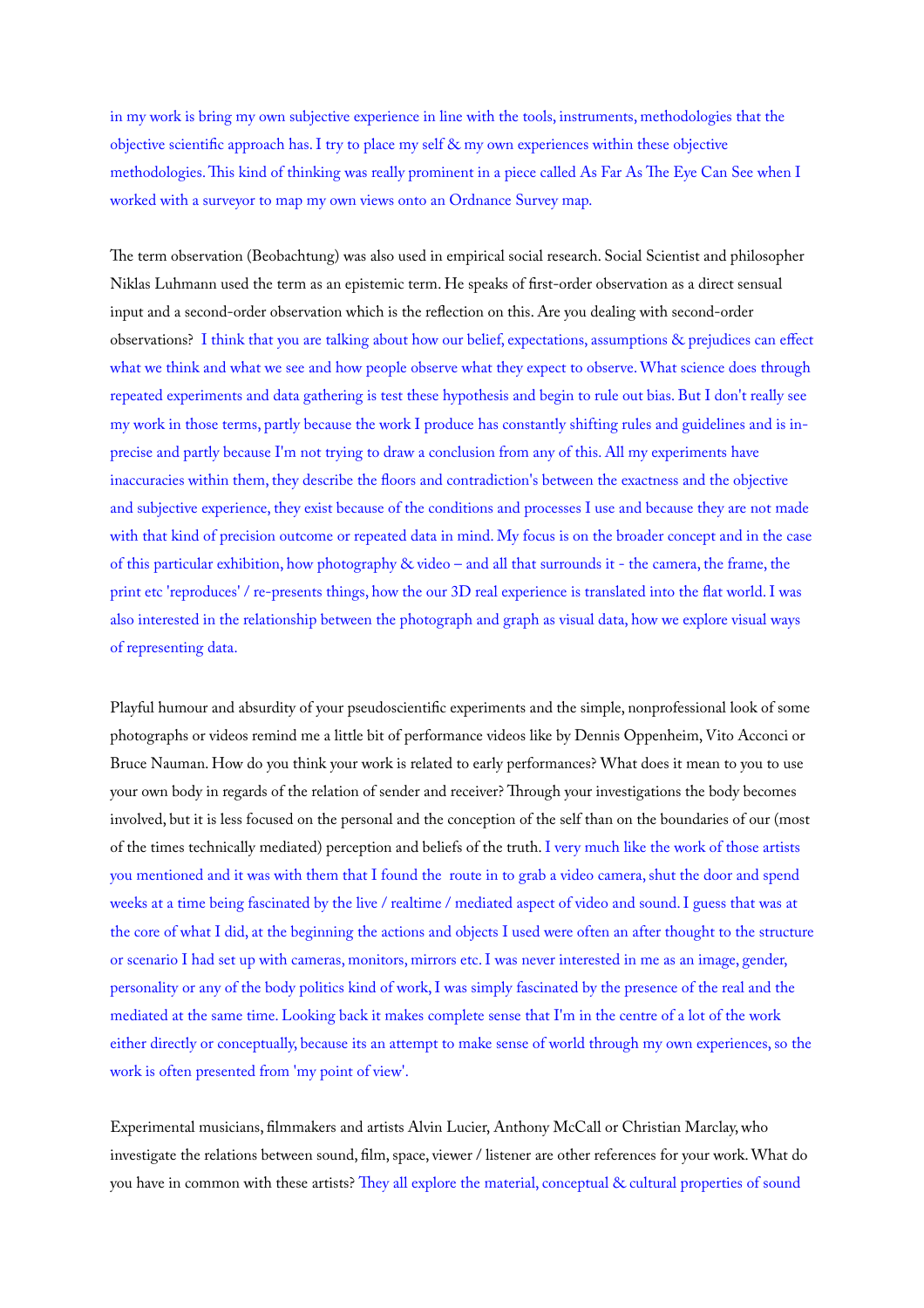in my work is bring my own subjective experience in line with the tools, instruments, methodologies that the objective scientific approach has. I try to place my self & my own experiences within these objective methodologies. This kind of thinking was really prominent in a piece called As Far As The Eye Can See when I worked with a surveyor to map my own views onto an Ordnance Survey map.

The term observation (Beobachtung) was also used in empirical social research. Social Scientist and philosopher Niklas Luhmann used the term as an epistemic term. He speaks of first-order observation as a direct sensual input and a second-order observation which is the reflection on this. Are you dealing with second-order observations? I think that you are talking about how our belief, expectations, assumptions & prejudices can effect what we think and what we see and how people observe what they expect to observe. What science does through repeated experiments and data gathering is test these hypothesis and begin to rule out bias. But I don't really see my work in those terms, partly because the work I produce has constantly shifting rules and guidelines and is in-precise and partly because I'm not trying to draw a conclusion from any of this. All my experiments have inaccuracies within them, they describe the floors and contradiction's between the exactness and the objective and subjective experience, they exist because of the conditions and processes I use and because they are not made with that kind of precision outcome or repeated data in mind. My focus is on the broader concept and in the case of this particular exhibition, how photography & video – and all that surrounds it - the camera, the frame, the print etc 'reproduces' / re-presents things, how the our 3D real experience is translated into the flat world. I was also interested in the relationship between the photograph and graph as visual data, how we explore visual ways of representing data.

Playful humour and absurdity of your pseudoscientific experiments and the simple, nonprofessional look of some photographs or videos remind me a little bit of performance videos like by Dennis Oppenheim, Vito Acconci or Bruce Nauman. How do you think your work is related to early performances? What does it mean to you to use your own body in regards of the relation of sender and receiver? Through your investigations the body becomes involved, but it is less focused on the personal and the conception of the self than on the boundaries of our (most of the times technically mediated) perception and beliefs of the truth. I very much like the work of those artists you mentioned and it was with them that I found the route in to grab a video camera, shut the door and spend weeks at a time being fascinated by the live / realtime / mediated aspect of video and sound. I guess that was at the core of what I did, at the beginning the actions and objects I used were often an after thought to the structure or scenario I had set up with cameras, monitors, mirrors etc. I was never interested in me as an image, gender, personality or any of the body politics kind of work, I was simply fascinated by the presence of the real and the mediated at the same time. Looking back it makes complete sense that I'm in the centre of a lot of the work either directly or conceptually, because its an attempt to make sense of world through my own experiences, so the work is often presented from 'my point of view'.

Experimental musicians, filmmakers and artists Alvin Lucier, Anthony McCall or Christian Marclay, who investigate the relations between sound, film, space, viewer / listener are other references for your work. What do you have in common with these artists? They all explore the material, conceptual & cultural properties of sound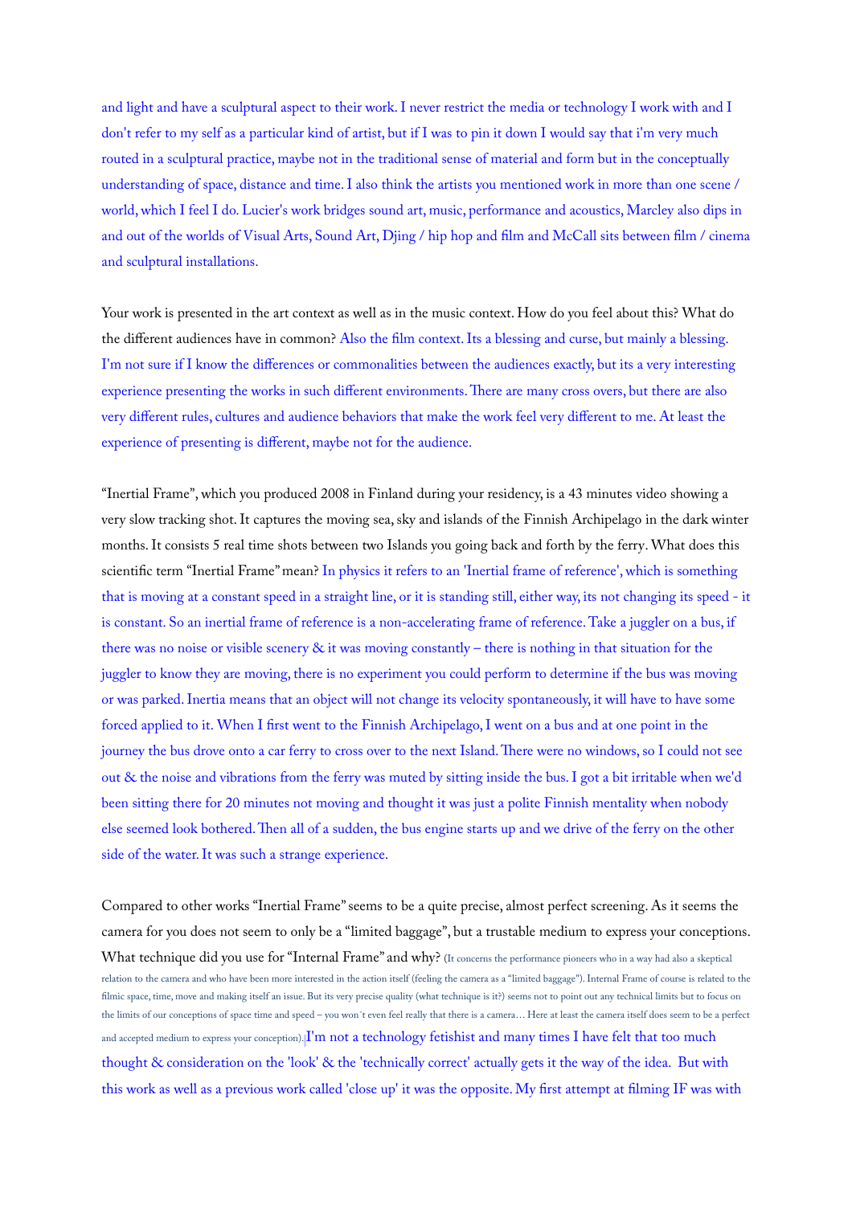and light and have a sculptural aspect to their work. I never restrict the media or technology I work with and I don't refer to my self as a particular kind of artist, but if I was to pin it down I would say that i'm very much routed in a sculptural practice, maybe not in the traditional sense of material and form but in the conceptually understanding of space, distance and time. I also think the artists you mentioned work in more than one scene / world, which I feel I do. Lucier's work bridges sound art, music, performance and acoustics, Marcley also dips in and out of the worlds of Visual Arts, Sound Art, Djing / hip hop and film and McCall sits between film / cinema and sculptural installations.

Your work is presented in the art context as well as in the music context. How do you feel about this? What do the different audiences have in common? Also the film context. Its a blessing and curse, but mainly a blessing. I'm not sure if I know the differences or commonalities between the audiences exactly, but its a very interesting experience presenting the works in such different environments. There are many cross overs, but there are also very different rules, cultures and audience behaviors that make the work feel very different to me. At least the experience of presenting is different, maybe not for the audience.

"Inertial Frame", which you produced 2008 in Finland during your residency, is a 43 minutes video showing a very slow tracking shot. It captures the moving sea, sky and islands of the Finnish Archipelago in the dark winter months. It consists 5 real time shots between two Islands you going back and forth by the ferry. What does this scientific term "Inertial Frame" mean? In physics it refers to an 'Inertial frame of reference', which is something that is moving at a constant speed in a straight line, or it is standing still, either way, its not changing its speed - it is constant. So an inertial frame of reference is a non-accelerating frame of reference. Take a juggler on a bus, if there was no noise or visible scenery & it was moving constantly – there is nothing in that situation for the juggler to know they are moving, there is no experiment you could perform to determine if the bus was moving or was parked. Inertia means that an object will not change its velocity spontaneously, it will have to have some forced applied to it. When I first went to the Finnish Archipelago, I went on a bus and at one point in the journey the bus drove onto a car ferry to cross over to the next Island. There were no windows, so I could not see out & the noise and vibrations from the ferry was muted by sitting inside the bus. I got a bit irritable when we'd been sitting there for 20 minutes not moving and thought it was just a polite Finnish mentality when nobody else seemed look bothered. Then all of a sudden, the bus engine starts up and we drive of the ferry on the other side of the water. It was such a strange experience.

Compared to other works "Inertial Frame" seems to be a quite precise, almost perfect screening. As it seems the camera for you does not seem to only be a "limited baggage", but a trustable medium to express your conceptions. What technique did you use for "Internal Frame" and why? (It concerns the performance pioneers who in a way had also a skeptical relation to the camera and who have been more interested in the action itself (feeling the camera as a "limited baggage"). Internal Frame of course is related to the filmic space, time, move and making itself an issue. But its very precise quality (what technique is it?) seems not to point out any technical limits but to focus on the limits of our conceptions of space time and speed – you won´t even feel really that there is a camera… Here at least the camera itself does seem to be a perfect and accepted medium to express your conception).I'm not a technology fetishist and many times I have felt that too much thought & consideration on the 'look' & the 'technically correct' actually gets it the way of the idea. But with this work as well as a previous work called 'close up' it was the opposite. My first attempt at filming IF was with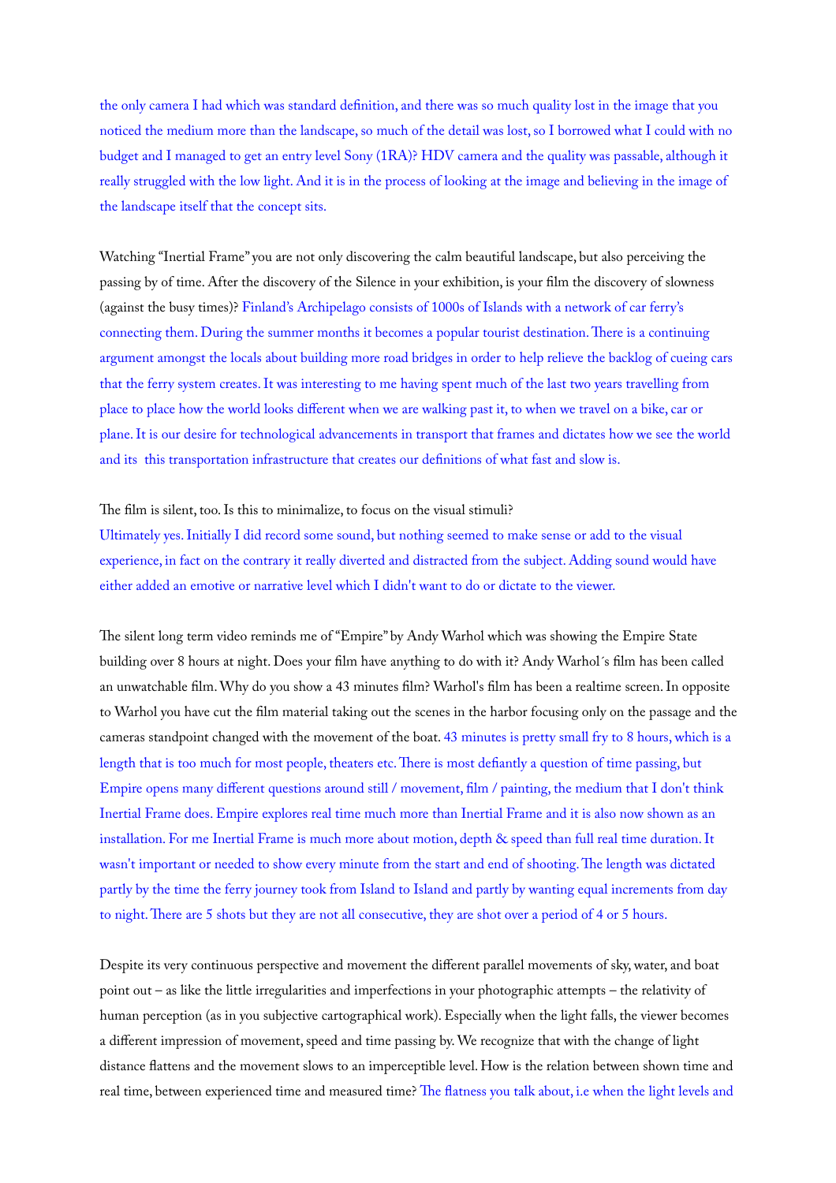the only camera I had which was standard definition, and there was so much quality lost in the image that you noticed the medium more than the landscape, so much of the detail was lost, so I borrowed what I could with no budget and I managed to get an entry level Sony (1RA)? HDV camera and the quality was passable, although it really struggled with the low light. And it is in the process of looking at the image and believing in the image of the landscape itself that the concept sits.

Watching "Inertial Frame" you are not only discovering the calm beautiful landscape, but also perceiving the passing by of time. After the discovery of the Silence in your exhibition, is your film the discovery of slowness (against the busy times)? Finland's Archipelago consists of 1000s of Islands with a network of car ferry's connecting them. During the summer months it becomes a popular tourist destination. There is a continuing argument amongst the locals about building more road bridges in order to help relieve the backlog of cueing cars that the ferry system creates. It was interesting to me having spent much of the last two years travelling from place to place how the world looks different when we are walking past it, to when we travel on a bike, car or plane. It is our desire for technological advancements in transport that frames and dictates how we see the world and its  this transportation infrastructure that creates our definitions of what fast and slow is.

The film is silent, too. Is this to minimalize, to focus on the visual stimuli?
Ultimately yes. Initially I did record some sound, but nothing seemed to make sense or add to the visual experience, in fact on the contrary it really diverted and distracted from the subject. Adding sound would have either added an emotive or narrative level which I didn't want to do or dictate to the viewer.

The silent long term video reminds me of "Empire" by Andy Warhol which was showing the Empire State building over 8 hours at night. Does your film have anything to do with it? Andy Warhol´s film has been called an unwatchable film. Why do you show a 43 minutes film? Warhol's film has been a realtime screen. In opposite to Warhol you have cut the film material taking out the scenes in the harbor focusing only on the passage and the cameras standpoint changed with the movement of the boat. 43 minutes is pretty small fry to 8 hours, which is a length that is too much for most people, theaters etc. There is most defiantly a question of time passing, but Empire opens many different questions around still / movement, film / painting, the medium that I don't think Inertial Frame does. Empire explores real time much more than Inertial Frame and it is also now shown as an installation. For me Inertial Frame is much more about motion, depth & speed than full real time duration. It wasn't important or needed to show every minute from the start and end of shooting. The length was dictated partly by the time the ferry journey took from Island to Island and partly by wanting equal increments from day to night. There are 5 shots but they are not all consecutive, they are shot over a period of 4 or 5 hours.

Despite its very continuous perspective and movement the different parallel movements of sky, water, and boat point out – as like the little irregularities and imperfections in your photographic attempts – the relativity of human perception (as in you subjective cartographical work). Especially when the light falls, the viewer becomes a different impression of movement, speed and time passing by. We recognize that with the change of light distance flattens and the movement slows to an imperceptible level. How is the relation between shown time and real time, between experienced time and measured time? The flatness you talk about, i.e when the light levels and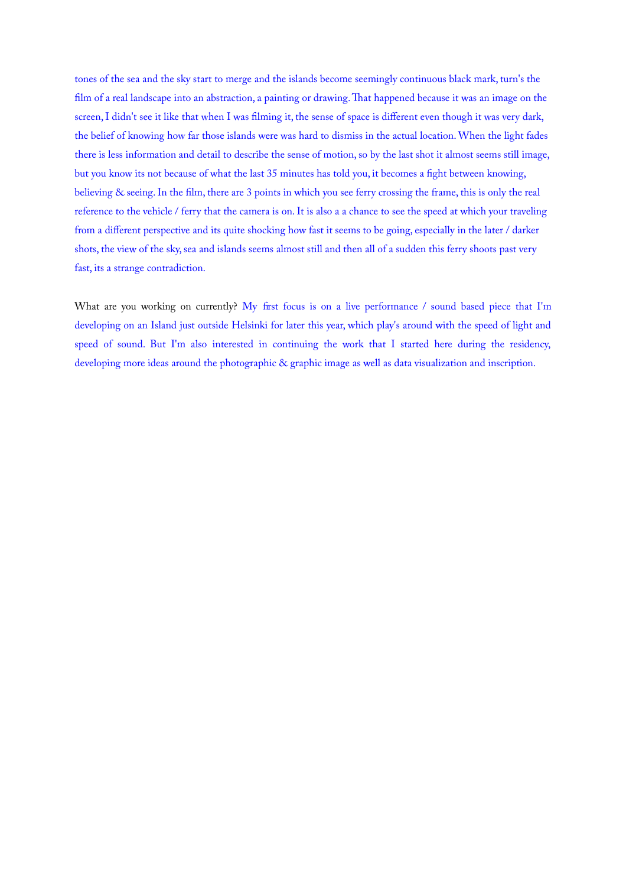tones of the sea and the sky start to merge and the islands become seemingly continuous black mark, turn's the film of a real landscape into an abstraction, a painting or drawing. That happened because it was an image on the screen, I didn't see it like that when I was filming it, the sense of space is different even though it was very dark, the belief of knowing how far those islands were was hard to dismiss in the actual location. When the light fades there is less information and detail to describe the sense of motion, so by the last shot it almost seems still image, but you know its not because of what the last 35 minutes has told you, it becomes a fight between knowing, believing & seeing. In the film, there are 3 points in which you see ferry crossing the frame, this is only the real reference to the vehicle / ferry that the camera is on. It is also a a chance to see the speed at which your traveling from a different perspective and its quite shocking how fast it seems to be going, especially in the later / darker shots, the view of the sky, sea and islands seems almost still and then all of a sudden this ferry shoots past very fast, its a strange contradiction.

What are you working on currently? My first focus is on a live performance / sound based piece that I'm developing on an Island just outside Helsinki for later this year, which play's around with the speed of light and speed of sound. But I'm also interested in continuing the work that I started here during the residency, developing more ideas around the photographic & graphic image as well as data visualization and inscription.